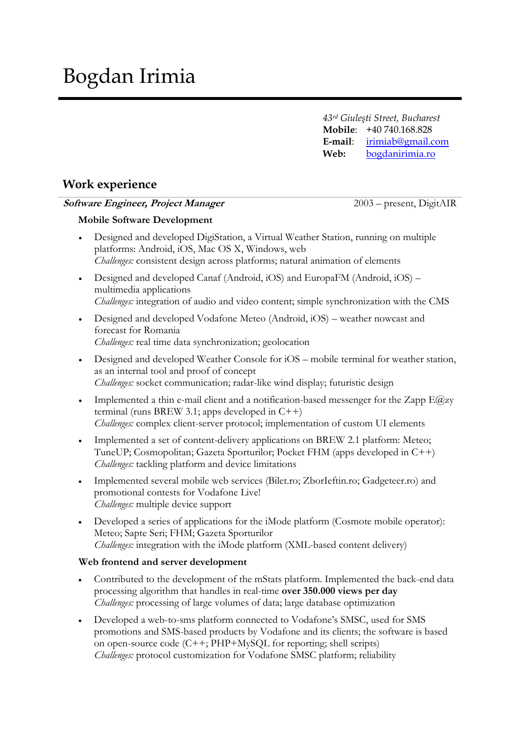# Bogdan Irimia

*43rd Giuleşti Street, Bucharest*
**Mobile**: +40 740.168.828
**E-mail**: irimiab@gmail.com
**Web**: bogdanirimia.ro

## Work experience

***Software Engineer, Project Manager*** — 2003 – present, DigitAIR

### Mobile Software Development

- Designed and developed DigiStation, a Virtual Weather Station, running on multiple platforms: Android, iOS, Mac OS X, Windows, web
  *Challenges:* consistent design across platforms; natural animation of elements
- Designed and developed Canaf (Android, iOS) and EuropaFM (Android, iOS) – multimedia applications
  *Challenges:* integration of audio and video content; simple synchronization with the CMS
- Designed and developed Vodafone Meteo (Android, iOS) – weather nowcast and forecast for Romania
  *Challenges:* real time data synchronization; geolocation
- Designed and developed Weather Console for iOS – mobile terminal for weather station, as an internal tool and proof of concept
  *Challenges:* socket communication; radar-like wind display; futuristic design
- Implemented a thin e-mail client and a notification-based messenger for the Zapp E@zy terminal (runs BREW 3.1; apps developed in C++)
  *Challenges:* complex client-server protocol; implementation of custom UI elements
- Implemented a set of content-delivery applications on BREW 2.1 platform: Meteo; TuneUP; Cosmopolitan; Gazeta Sporturilor; Pocket FHM (apps developed in C++)
  *Challenges:* tackling platform and device limitations
- Implemented several mobile web services (Bilet.ro; ZborIeftin.ro; Gadgeteer.ro) and promotional contests for Vodafone Live!
  *Challenges:* multiple device support
- Developed a series of applications for the iMode platform (Cosmote mobile operator): Meteo; Sapte Seri; FHM; Gazeta Sporturilor
  *Challenges:* integration with the iMode platform (XML-based content delivery)

### Web frontend and server development

- Contributed to the development of the mStats platform. Implemented the back-end data processing algorithm that handles in real-time **over 350.000 views per day**
  *Challenges:* processing of large volumes of data; large database optimization
- Developed a web-to-sms platform connected to Vodafone's SMSC, used for SMS promotions and SMS-based products by Vodafone and its clients; the software is based on open-source code (C++; PHP+MySQL for reporting; shell scripts)
  *Challenges:* protocol customization for Vodafone SMSC platform; reliability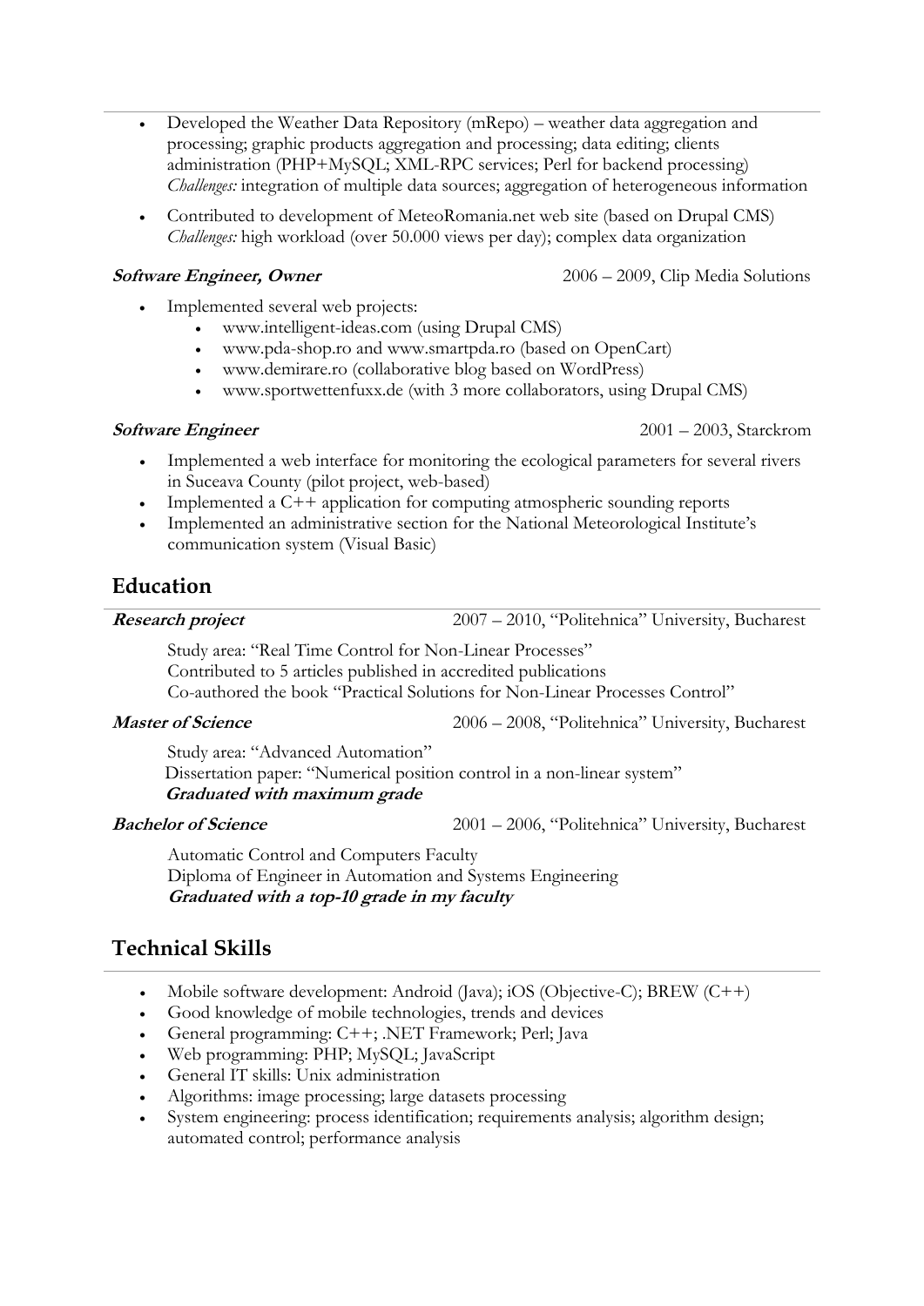- Developed the Weather Data Repository (mRepo) – weather data aggregation and processing; graphic products aggregation and processing; data editing; clients administration (PHP+MySQL; XML-RPC services; Perl for backend processing)
  *Challenges:* integration of multiple data sources; aggregation of heterogeneous information
- Contributed to development of MeteoRomania.net web site (based on Drupal CMS)
  *Challenges:* high workload (over 50.000 views per day); complex data organization

***Software Engineer, Owner*** 2006 – 2009, Clip Media Solutions

- Implemented several web projects:
  - www.intelligent-ideas.com (using Drupal CMS)
  - www.pda-shop.ro and www.smartpda.ro (based on OpenCart)
  - www.demirare.ro (collaborative blog based on WordPress)
  - www.sportwettenfuxx.de (with 3 more collaborators, using Drupal CMS)

***Software Engineer*** 2001 – 2003, Starckrom

- Implemented a web interface for monitoring the ecological parameters for several rivers in Suceava County (pilot project, web-based)
- Implemented a C++ application for computing atmospheric sounding reports
- Implemented an administrative section for the National Meteorological Institute's communication system (Visual Basic)

## Education

***Research project*** 2007 – 2010, "Politehnica" University, Bucharest

Study area: "Real Time Control for Non-Linear Processes"
Contributed to 5 articles published in accredited publications
Co-authored the book "Practical Solutions for Non-Linear Processes Control"

***Master of Science*** 2006 – 2008, "Politehnica" University, Bucharest

Study area: "Advanced Automation"
Dissertation paper: "Numerical position control in a non-linear system"
***Graduated with maximum grade***

***Bachelor of Science*** 2001 – 2006, "Politehnica" University, Bucharest

Automatic Control and Computers Faculty
Diploma of Engineer in Automation and Systems Engineering
***Graduated with a top-10 grade in my faculty***

## Technical Skills

- Mobile software development: Android (Java); iOS (Objective-C); BREW (C++)
- Good knowledge of mobile technologies, trends and devices
- General programming: C++; .NET Framework; Perl; Java
- Web programming: PHP; MySQL; JavaScript
- General IT skills: Unix administration
- Algorithms: image processing; large datasets processing
- System engineering: process identification; requirements analysis; algorithm design; automated control; performance analysis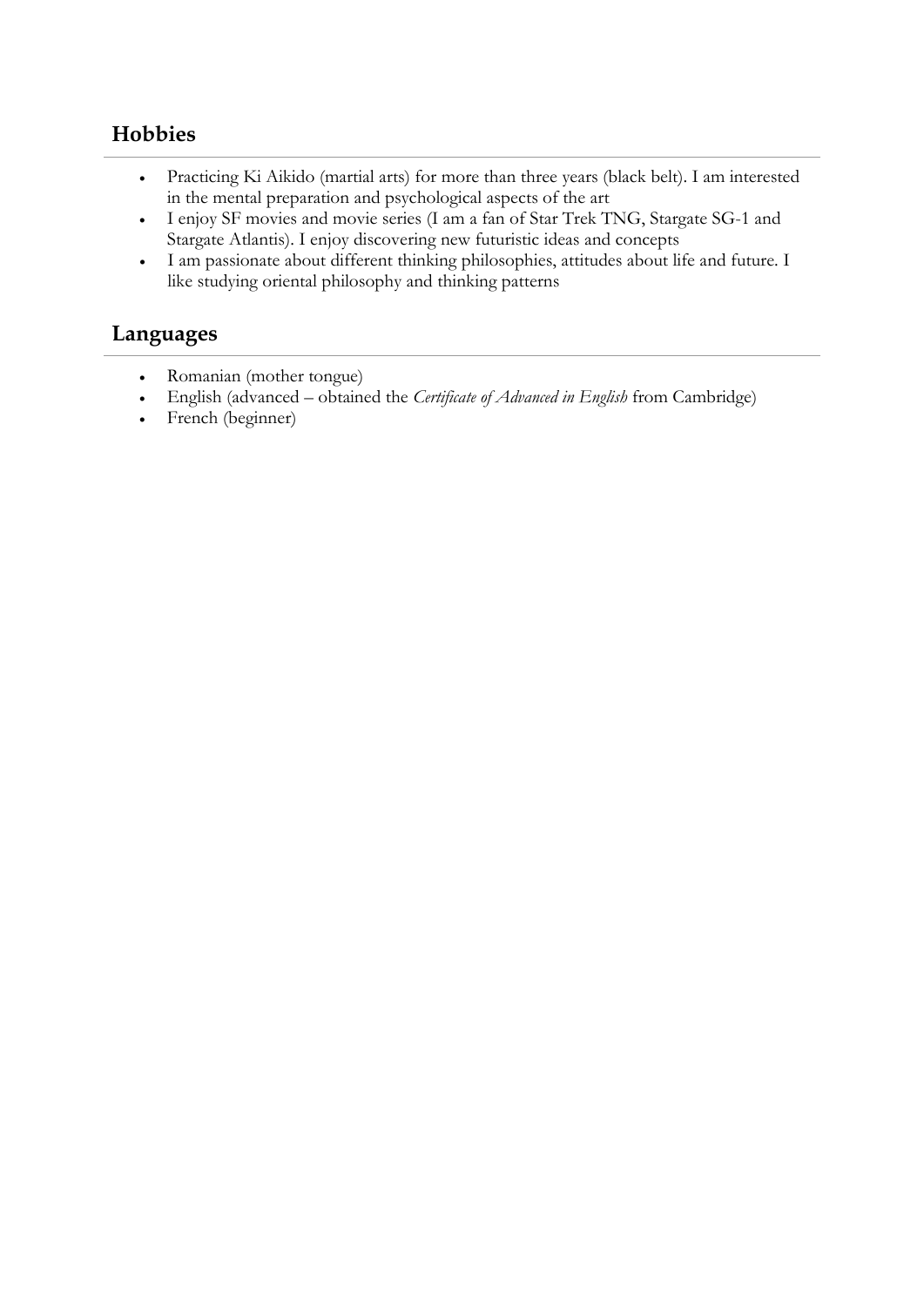## Hobbies

- Practicing Ki Aikido (martial arts) for more than three years (black belt). I am interested in the mental preparation and psychological aspects of the art
- I enjoy SF movies and movie series (I am a fan of Star Trek TNG, Stargate SG-1 and Stargate Atlantis). I enjoy discovering new futuristic ideas and concepts
- I am passionate about different thinking philosophies, attitudes about life and future. I like studying oriental philosophy and thinking patterns

## Languages

- Romanian (mother tongue)
- English (advanced – obtained the *Certificate of Advanced in English* from Cambridge)
- French (beginner)